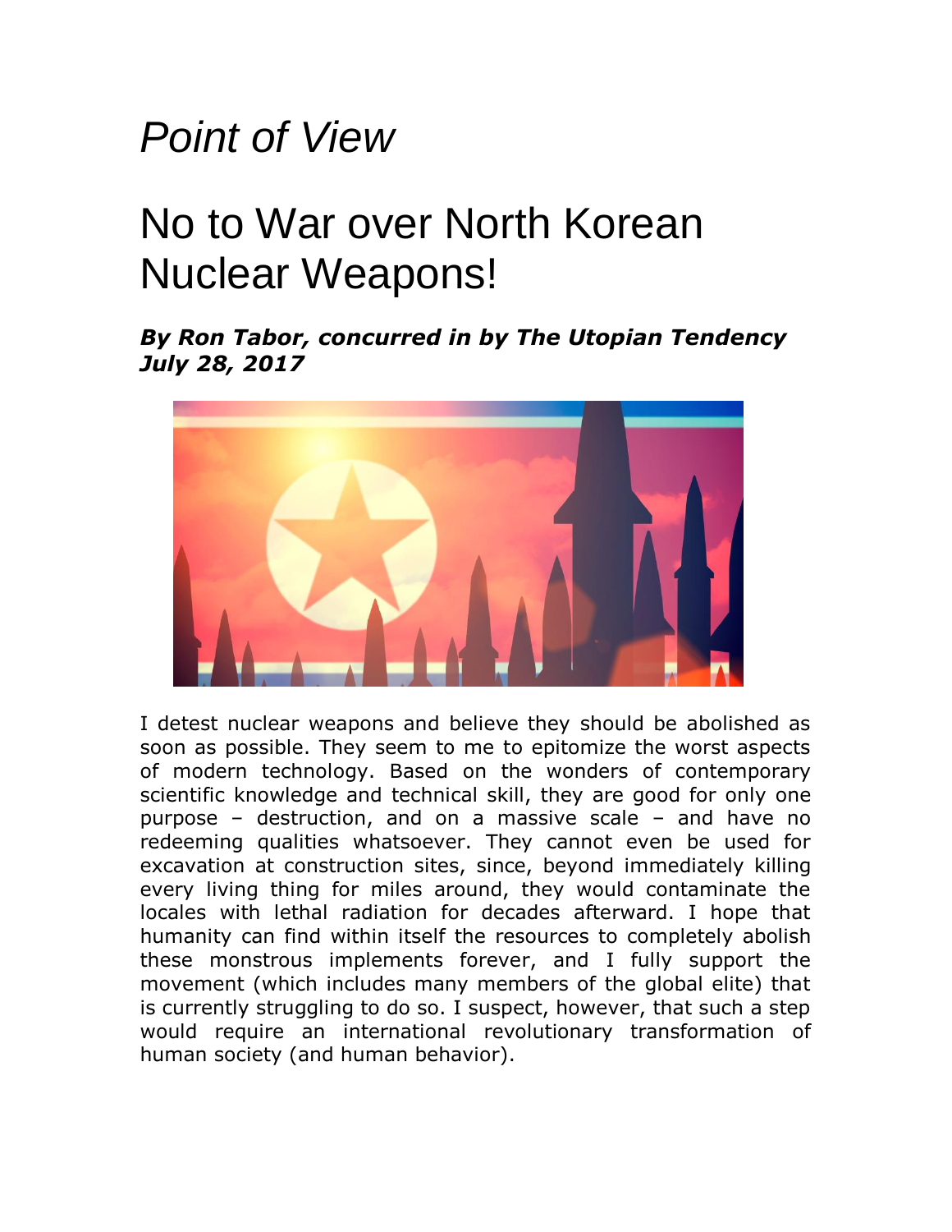*Point of View*

# No to War over North Korean Nuclear Weapons!

***By Ron Tabor, concurred in by The Utopian Tendency***
***July 28, 2017***

I detest nuclear weapons and believe they should be abolished as soon as possible. They seem to me to epitomize the worst aspects of modern technology. Based on the wonders of contemporary scientific knowledge and technical skill, they are good for only one purpose – destruction, and on a massive scale – and have no redeeming qualities whatsoever. They cannot even be used for excavation at construction sites, since, beyond immediately killing every living thing for miles around, they would contaminate the locales with lethal radiation for decades afterward. I hope that humanity can find within itself the resources to completely abolish these monstrous implements forever, and I fully support the movement (which includes many members of the global elite) that is currently struggling to do so. I suspect, however, that such a step would require an international revolutionary transformation of human society (and human behavior).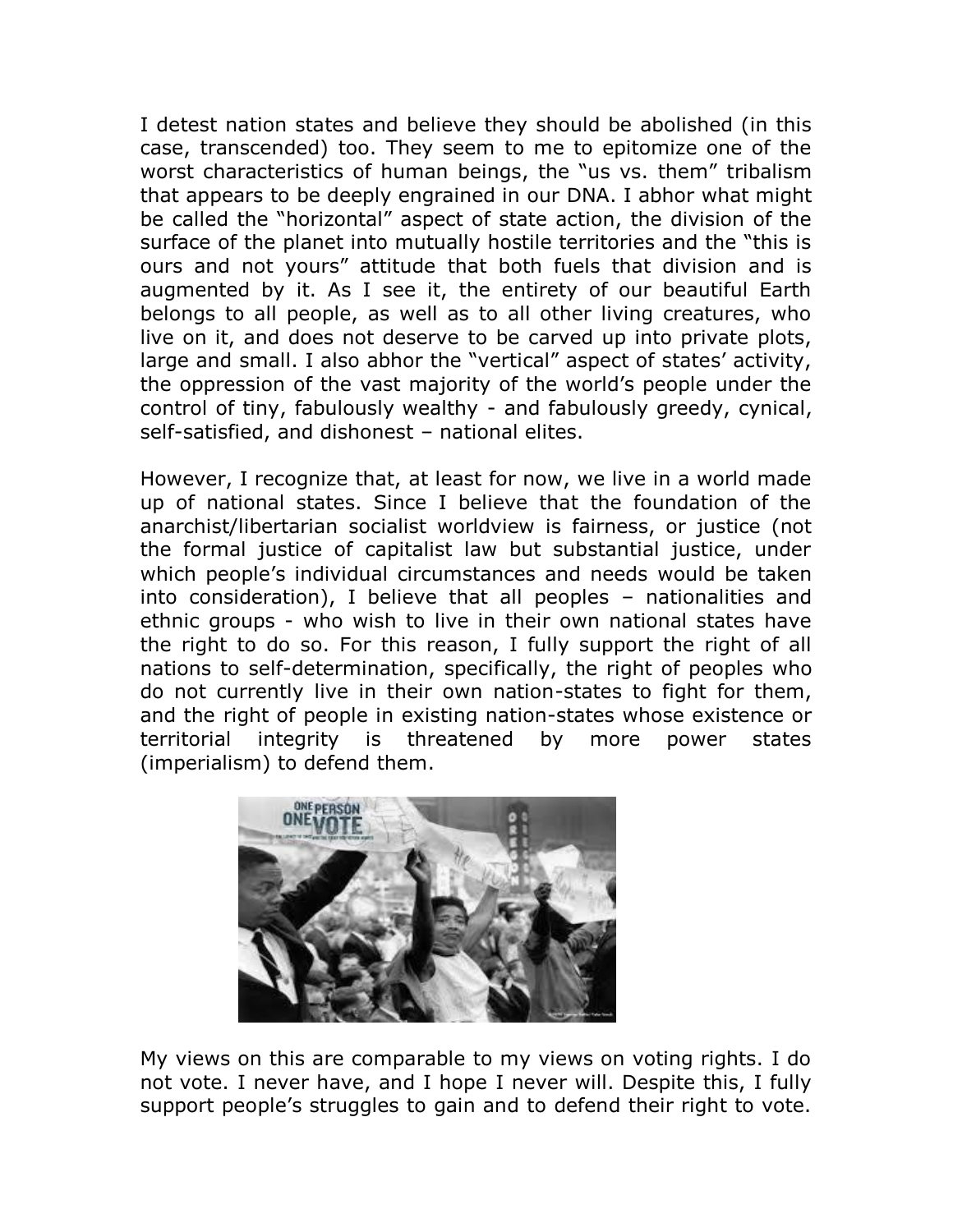I detest nation states and believe they should be abolished (in this case, transcended) too. They seem to me to epitomize one of the worst characteristics of human beings, the "us vs. them" tribalism that appears to be deeply engrained in our DNA. I abhor what might be called the "horizontal" aspect of state action, the division of the surface of the planet into mutually hostile territories and the "this is ours and not yours" attitude that both fuels that division and is augmented by it. As I see it, the entirety of our beautiful Earth belongs to all people, as well as to all other living creatures, who live on it, and does not deserve to be carved up into private plots, large and small. I also abhor the "vertical" aspect of states' activity, the oppression of the vast majority of the world's people under the control of tiny, fabulously wealthy - and fabulously greedy, cynical, self-satisfied, and dishonest – national elites.

However, I recognize that, at least for now, we live in a world made up of national states. Since I believe that the foundation of the anarchist/libertarian socialist worldview is fairness, or justice (not the formal justice of capitalist law but substantial justice, under which people's individual circumstances and needs would be taken into consideration), I believe that all peoples – nationalities and ethnic groups - who wish to live in their own national states have the right to do so. For this reason, I fully support the right of all nations to self-determination, specifically, the right of peoples who do not currently live in their own nation-states to fight for them, and the right of people in existing nation-states whose existence or territorial integrity is threatened by more power states (imperialism) to defend them.

My views on this are comparable to my views on voting rights. I do not vote. I never have, and I hope I never will. Despite this, I fully support people's struggles to gain and to defend their right to vote.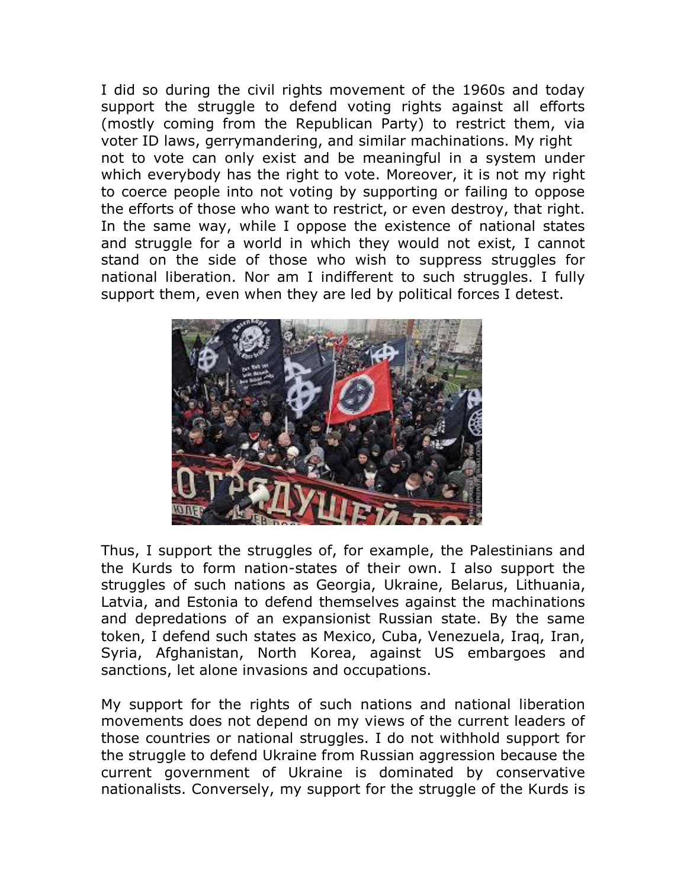I did so during the civil rights movement of the 1960s and today support the struggle to defend voting rights against all efforts (mostly coming from the Republican Party) to restrict them, via voter ID laws, gerrymandering, and similar machinations. My right not to vote can only exist and be meaningful in a system under which everybody has the right to vote. Moreover, it is not my right to coerce people into not voting by supporting or failing to oppose the efforts of those who want to restrict, or even destroy, that right. In the same way, while I oppose the existence of national states and struggle for a world in which they would not exist, I cannot stand on the side of those who wish to suppress struggles for national liberation. Nor am I indifferent to such struggles. I fully support them, even when they are led by political forces I detest.

Thus, I support the struggles of, for example, the Palestinians and the Kurds to form nation-states of their own. I also support the struggles of such nations as Georgia, Ukraine, Belarus, Lithuania, Latvia, and Estonia to defend themselves against the machinations and depredations of an expansionist Russian state. By the same token, I defend such states as Mexico, Cuba, Venezuela, Iraq, Iran, Syria, Afghanistan, North Korea, against US embargoes and sanctions, let alone invasions and occupations.

My support for the rights of such nations and national liberation movements does not depend on my views of the current leaders of those countries or national struggles. I do not withhold support for the struggle to defend Ukraine from Russian aggression because the current government of Ukraine is dominated by conservative nationalists. Conversely, my support for the struggle of the Kurds is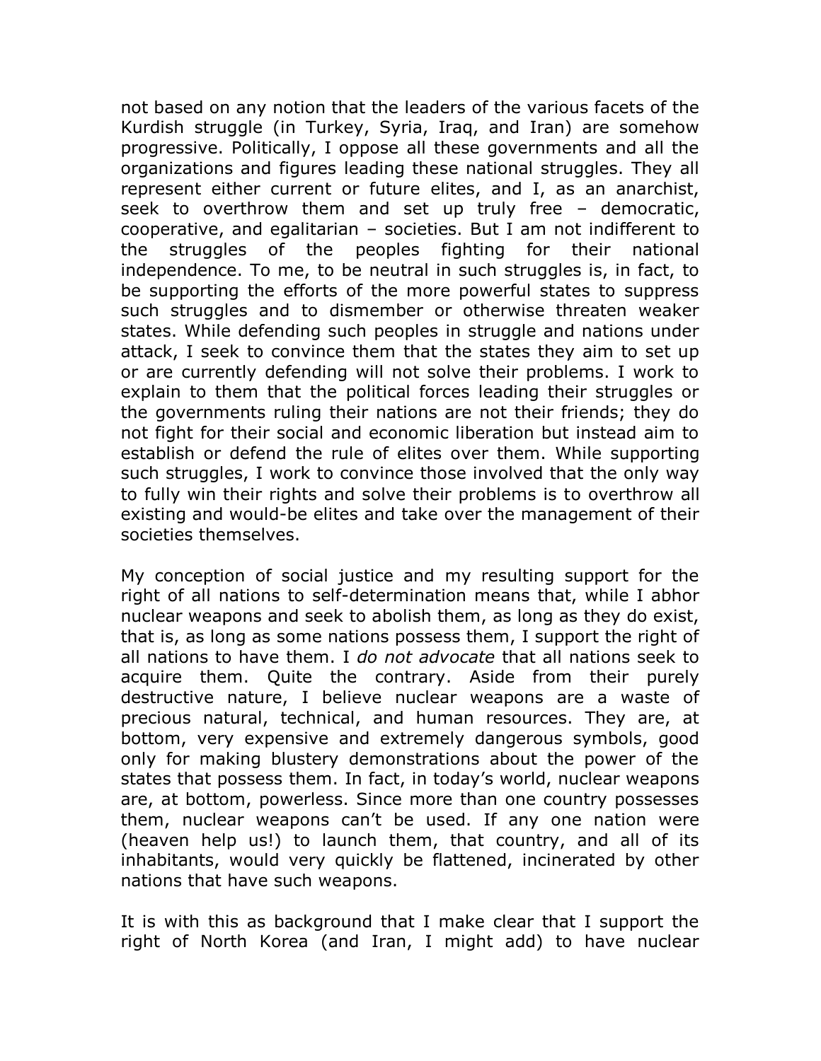not based on any notion that the leaders of the various facets of the Kurdish struggle (in Turkey, Syria, Iraq, and Iran) are somehow progressive. Politically, I oppose all these governments and all the organizations and figures leading these national struggles. They all represent either current or future elites, and I, as an anarchist, seek to overthrow them and set up truly free – democratic, cooperative, and egalitarian – societies. But I am not indifferent to the struggles of the peoples fighting for their national independence. To me, to be neutral in such struggles is, in fact, to be supporting the efforts of the more powerful states to suppress such struggles and to dismember or otherwise threaten weaker states. While defending such peoples in struggle and nations under attack, I seek to convince them that the states they aim to set up or are currently defending will not solve their problems. I work to explain to them that the political forces leading their struggles or the governments ruling their nations are not their friends; they do not fight for their social and economic liberation but instead aim to establish or defend the rule of elites over them. While supporting such struggles, I work to convince those involved that the only way to fully win their rights and solve their problems is to overthrow all existing and would-be elites and take over the management of their societies themselves.

My conception of social justice and my resulting support for the right of all nations to self-determination means that, while I abhor nuclear weapons and seek to abolish them, as long as they do exist, that is, as long as some nations possess them, I support the right of all nations to have them. I *do not advocate* that all nations seek to acquire them. Quite the contrary. Aside from their purely destructive nature, I believe nuclear weapons are a waste of precious natural, technical, and human resources. They are, at bottom, very expensive and extremely dangerous symbols, good only for making blustery demonstrations about the power of the states that possess them. In fact, in today's world, nuclear weapons are, at bottom, powerless. Since more than one country possesses them, nuclear weapons can't be used. If any one nation were (heaven help us!) to launch them, that country, and all of its inhabitants, would very quickly be flattened, incinerated by other nations that have such weapons.

It is with this as background that I make clear that I support the right of North Korea (and Iran, I might add) to have nuclear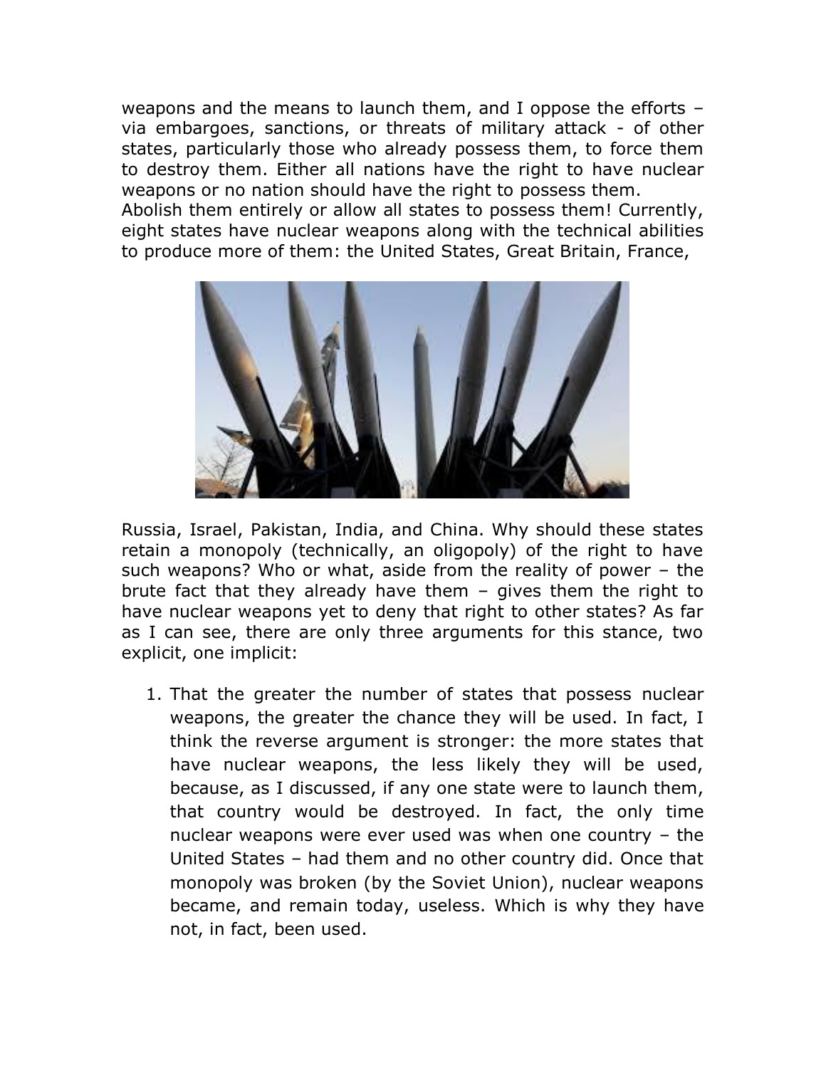weapons and the means to launch them, and I oppose the efforts – via embargoes, sanctions, or threats of military attack - of other states, particularly those who already possess them, to force them to destroy them. Either all nations have the right to have nuclear weapons or no nation should have the right to possess them.
Abolish them entirely or allow all states to possess them! Currently, eight states have nuclear weapons along with the technical abilities to produce more of them: the United States, Great Britain, France, Russia, Israel, Pakistan, India, and China. Why should these states retain a monopoly (technically, an oligopoly) of the right to have such weapons? Who or what, aside from the reality of power – the brute fact that they already have them – gives them the right to have nuclear weapons yet to deny that right to other states? As far as I can see, there are only three arguments for this stance, two explicit, one implicit:

1. That the greater the number of states that possess nuclear weapons, the greater the chance they will be used. In fact, I think the reverse argument is stronger: the more states that have nuclear weapons, the less likely they will be used, because, as I discussed, if any one state were to launch them, that country would be destroyed. In fact, the only time nuclear weapons were ever used was when one country – the United States – had them and no other country did. Once that monopoly was broken (by the Soviet Union), nuclear weapons became, and remain today, useless. Which is why they have not, in fact, been used.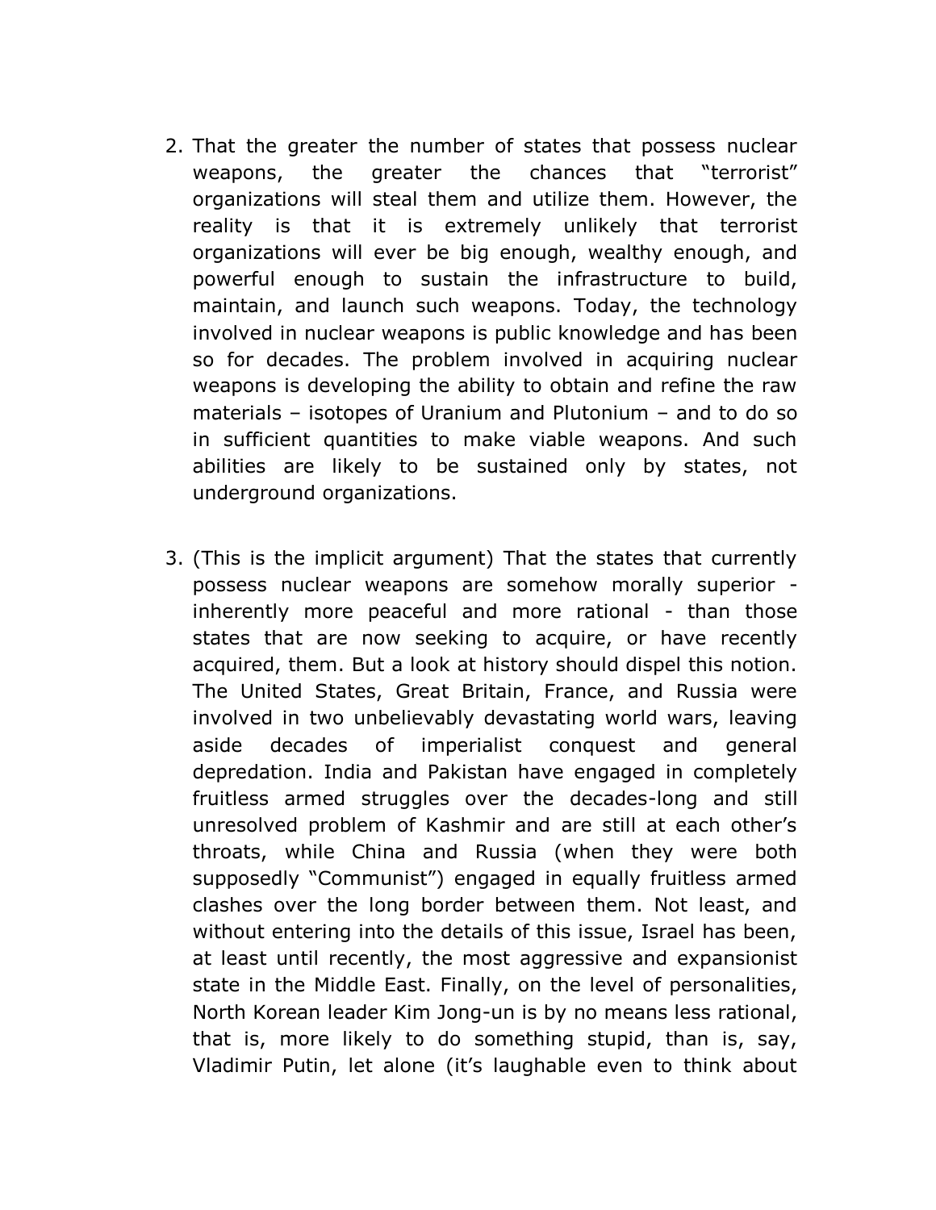2. That the greater the number of states that possess nuclear weapons, the greater the chances that "terrorist" organizations will steal them and utilize them. However, the reality is that it is extremely unlikely that terrorist organizations will ever be big enough, wealthy enough, and powerful enough to sustain the infrastructure to build, maintain, and launch such weapons. Today, the technology involved in nuclear weapons is public knowledge and has been so for decades. The problem involved in acquiring nuclear weapons is developing the ability to obtain and refine the raw materials – isotopes of Uranium and Plutonium – and to do so in sufficient quantities to make viable weapons. And such abilities are likely to be sustained only by states, not underground organizations.

3. (This is the implicit argument) That the states that currently possess nuclear weapons are somehow morally superior - inherently more peaceful and more rational - than those states that are now seeking to acquire, or have recently acquired, them. But a look at history should dispel this notion. The United States, Great Britain, France, and Russia were involved in two unbelievably devastating world wars, leaving aside decades of imperialist conquest and general depredation. India and Pakistan have engaged in completely fruitless armed struggles over the decades-long and still unresolved problem of Kashmir and are still at each other's throats, while China and Russia (when they were both supposedly "Communist") engaged in equally fruitless armed clashes over the long border between them. Not least, and without entering into the details of this issue, Israel has been, at least until recently, the most aggressive and expansionist state in the Middle East. Finally, on the level of personalities, North Korean leader Kim Jong-un is by no means less rational, that is, more likely to do something stupid, than is, say, Vladimir Putin, let alone (it's laughable even to think about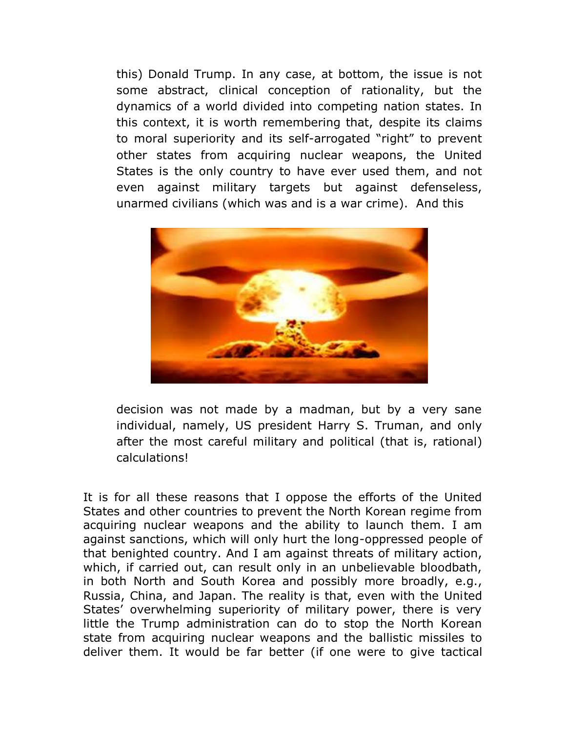this) Donald Trump. In any case, at bottom, the issue is not some abstract, clinical conception of rationality, but the dynamics of a world divided into competing nation states. In this context, it is worth remembering that, despite its claims to moral superiority and its self-arrogated "right" to prevent other states from acquiring nuclear weapons, the United States is the only country to have ever used them, and not even against military targets but against defenseless, unarmed civilians (which was and is a war crime). And this decision was not made by a madman, but by a very sane individual, namely, US president Harry S. Truman, and only after the most careful military and political (that is, rational) calculations!

It is for all these reasons that I oppose the efforts of the United States and other countries to prevent the North Korean regime from acquiring nuclear weapons and the ability to launch them. I am against sanctions, which will only hurt the long-oppressed people of that benighted country. And I am against threats of military action, which, if carried out, can result only in an unbelievable bloodbath, in both North and South Korea and possibly more broadly, e.g., Russia, China, and Japan. The reality is that, even with the United States' overwhelming superiority of military power, there is very little the Trump administration can do to stop the North Korean state from acquiring nuclear weapons and the ballistic missiles to deliver them. It would be far better (if one were to give tactical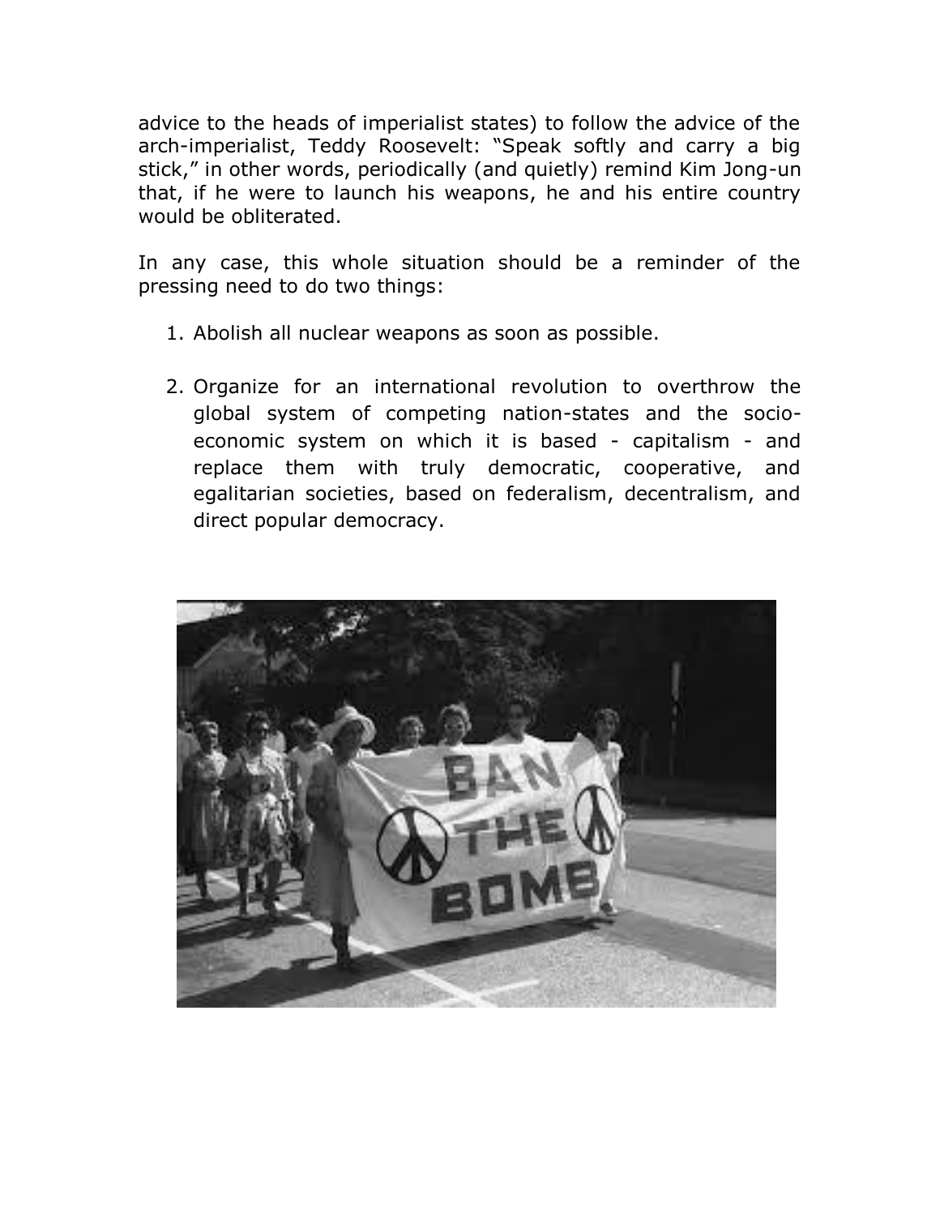advice to the heads of imperialist states) to follow the advice of the arch-imperialist, Teddy Roosevelt: "Speak softly and carry a big stick," in other words, periodically (and quietly) remind Kim Jong-un that, if he were to launch his weapons, he and his entire country would be obliterated.

In any case, this whole situation should be a reminder of the pressing need to do two things:

1. Abolish all nuclear weapons as soon as possible.

2. Organize for an international revolution to overthrow the global system of competing nation-states and the socio-economic system on which it is based - capitalism - and replace them with truly democratic, cooperative, and egalitarian societies, based on federalism, decentralism, and direct popular democracy.